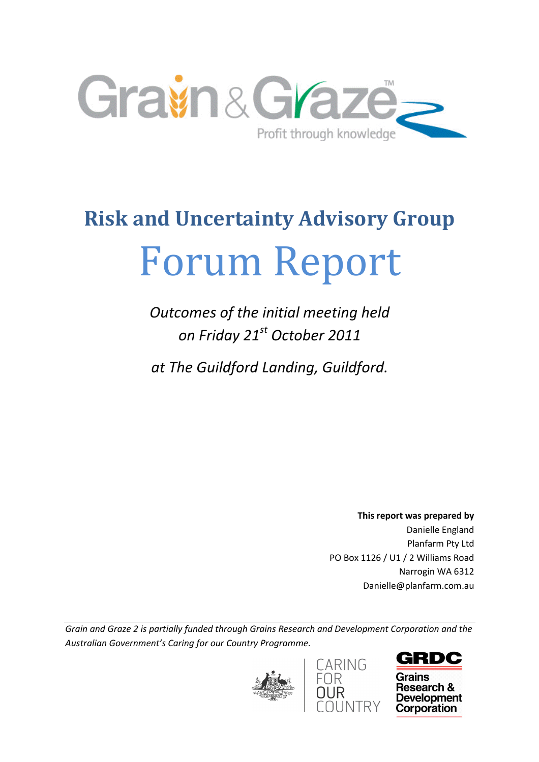Grain & Graze™

Profit through knowledge

# Risk and Uncertainty Advisory Group

# Forum Report

*Outcomes of the initial meeting held on Friday 21st October 2011*

*at The Guildford Landing, Guildford.*

**This report was prepared by**
Danielle England
Planfarm Pty Ltd
PO Box 1126 / U1 / 2 Williams Road
Narrogin WA 6312
Danielle@planfarm.com.au

*Grain and Graze 2 is partially funded through Grains Research and Development Corporation and the Australian Government's Caring for our Country Programme.*

CARING FOR OUR COUNTRY

GRDC Grains Research & Development Corporation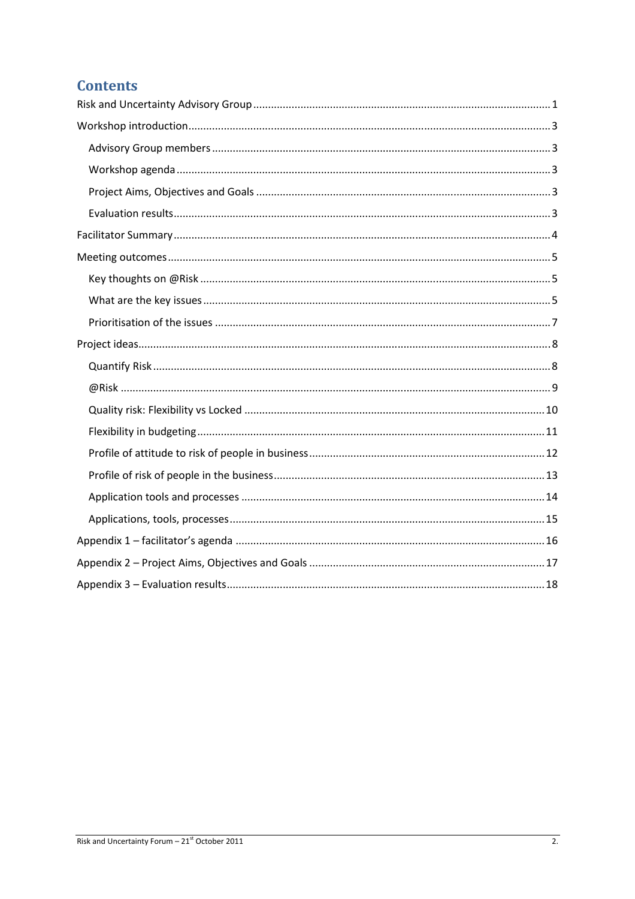# Contents

Risk and Uncertainty Advisory Group ........................................................ 1

Workshop introduction ........................................................ 3

- Advisory Group members ........................................................ 3
- Workshop agenda ........................................................ 3
- Project Aims, Objectives and Goals ........................................................ 3
- Evaluation results ........................................................ 3

Facilitator Summary ........................................................ 4

Meeting outcomes ........................................................ 5

- Key thoughts on @Risk ........................................................ 5
- What are the key issues ........................................................ 5
- Prioritisation of the issues ........................................................ 7

Project ideas ........................................................ 8

- Quantify Risk ........................................................ 8
- @Risk ........................................................ 9
- Quality risk: Flexibility vs Locked ........................................................ 10
- Flexibility in budgeting ........................................................ 11
- Profile of attitude to risk of people in business ........................................................ 12
- Profile of risk of people in the business ........................................................ 13
- Application tools and processes ........................................................ 14
- Applications, tools, processes ........................................................ 15

Appendix 1 – facilitator's agenda ........................................................ 16

Appendix 2 – Project Aims, Objectives and Goals ........................................................ 17

Appendix 3 – Evaluation results ........................................................ 18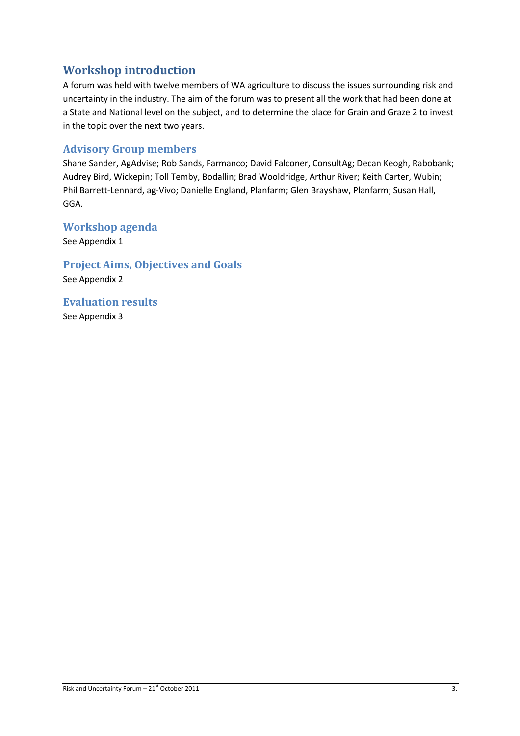## Workshop introduction

A forum was held with twelve members of WA agriculture to discuss the issues surrounding risk and uncertainty in the industry. The aim of the forum was to present all the work that had been done at a State and National level on the subject, and to determine the place for Grain and Graze 2 to invest in the topic over the next two years.

### Advisory Group members

Shane Sander, AgAdvise; Rob Sands, Farmanco; David Falconer, ConsultAg; Decan Keogh, Rabobank; Audrey Bird, Wickepin; Toll Temby, Bodallin; Brad Wooldridge, Arthur River; Keith Carter, Wubin; Phil Barrett-Lennard, ag-Vivo; Danielle England, Planfarm; Glen Brayshaw, Planfarm; Susan Hall, GGA.

### Workshop agenda

See Appendix 1

### Project Aims, Objectives and Goals

See Appendix 2

### Evaluation results

See Appendix 3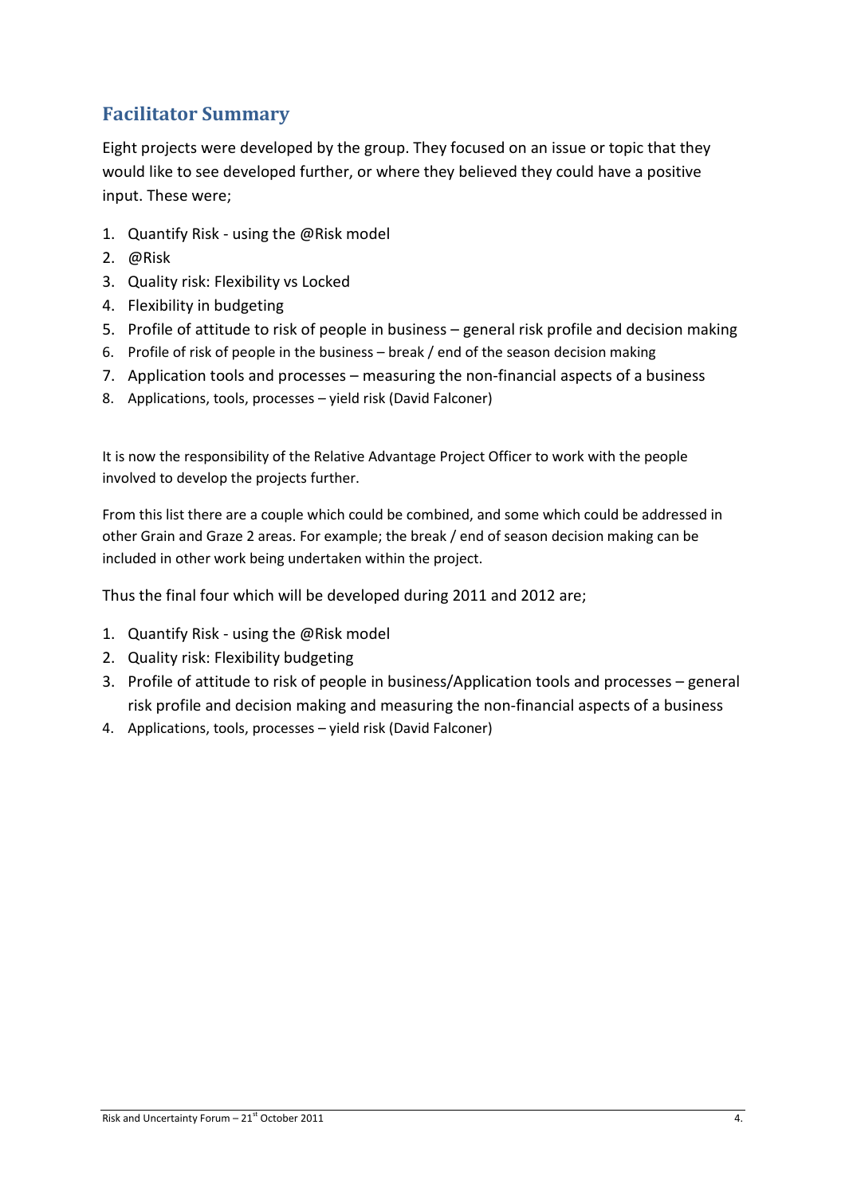## Facilitator Summary

Eight projects were developed by the group. They focused on an issue or topic that they would like to see developed further, or where they believed they could have a positive input. These were;

1. Quantify Risk - using the @Risk model
2. @Risk
3. Quality risk: Flexibility vs Locked
4. Flexibility in budgeting
5. Profile of attitude to risk of people in business – general risk profile and decision making
6. Profile of risk of people in the business – break / end of the season decision making
7. Application tools and processes – measuring the non-financial aspects of a business
8. Applications, tools, processes – yield risk (David Falconer)

It is now the responsibility of the Relative Advantage Project Officer to work with the people involved to develop the projects further.

From this list there are a couple which could be combined, and some which could be addressed in other Grain and Graze 2 areas. For example; the break / end of season decision making can be included in other work being undertaken within the project.

Thus the final four which will be developed during 2011 and 2012 are;

1. Quantify Risk - using the @Risk model
2. Quality risk: Flexibility budgeting
3. Profile of attitude to risk of people in business/Application tools and processes – general risk profile and decision making and measuring the non-financial aspects of a business
4. Applications, tools, processes – yield risk (David Falconer)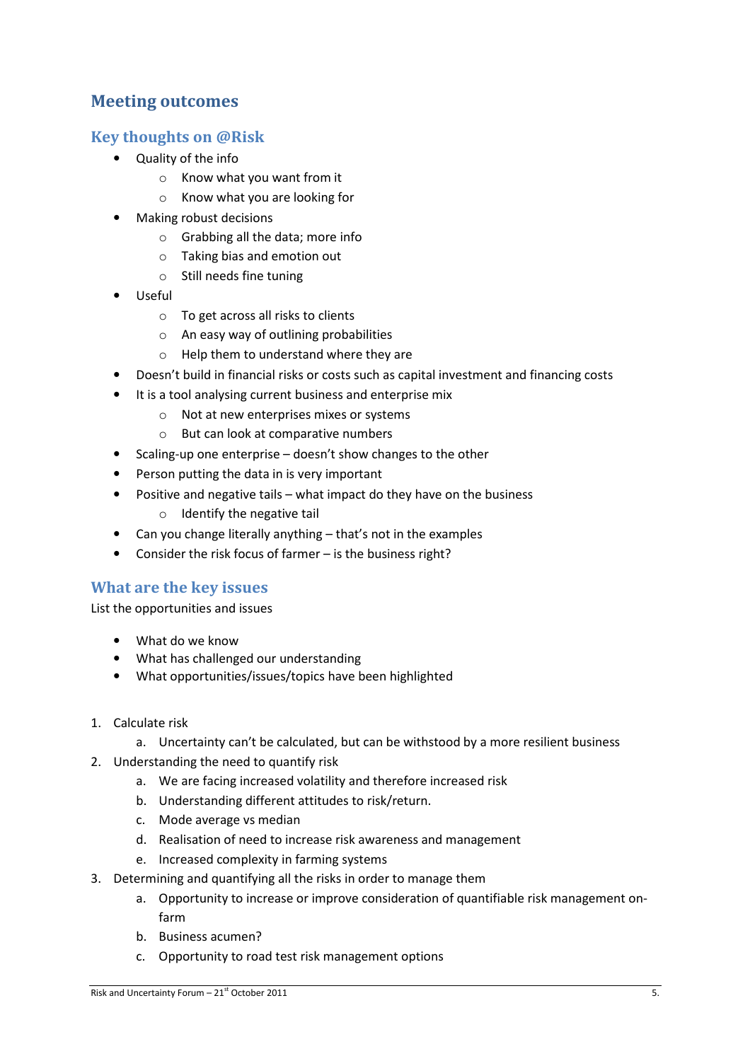# Meeting outcomes

## Key thoughts on @Risk

- Quality of the info
  - Know what you want from it
  - Know what you are looking for
- Making robust decisions
  - Grabbing all the data; more info
  - Taking bias and emotion out
  - Still needs fine tuning
- Useful
  - To get across all risks to clients
  - An easy way of outlining probabilities
  - Help them to understand where they are
- Doesn't build in financial risks or costs such as capital investment and financing costs
- It is a tool analysing current business and enterprise mix
  - Not at new enterprises mixes or systems
  - But can look at comparative numbers
- Scaling-up one enterprise – doesn't show changes to the other
- Person putting the data in is very important
- Positive and negative tails – what impact do they have on the business
  - Identify the negative tail
- Can you change literally anything – that's not in the examples
- Consider the risk focus of farmer – is the business right?

## What are the key issues

List the opportunities and issues

- What do we know
- What has challenged our understanding
- What opportunities/issues/topics have been highlighted

1. Calculate risk
   a. Uncertainty can't be calculated, but can be withstood by a more resilient business
2. Understanding the need to quantify risk
   a. We are facing increased volatility and therefore increased risk
   b. Understanding different attitudes to risk/return.
   c. Mode average vs median
   d. Realisation of need to increase risk awareness and management
   e. Increased complexity in farming systems
3. Determining and quantifying all the risks in order to manage them
   a. Opportunity to increase or improve consideration of quantifiable risk management on-farm
   b. Business acumen?
   c. Opportunity to road test risk management options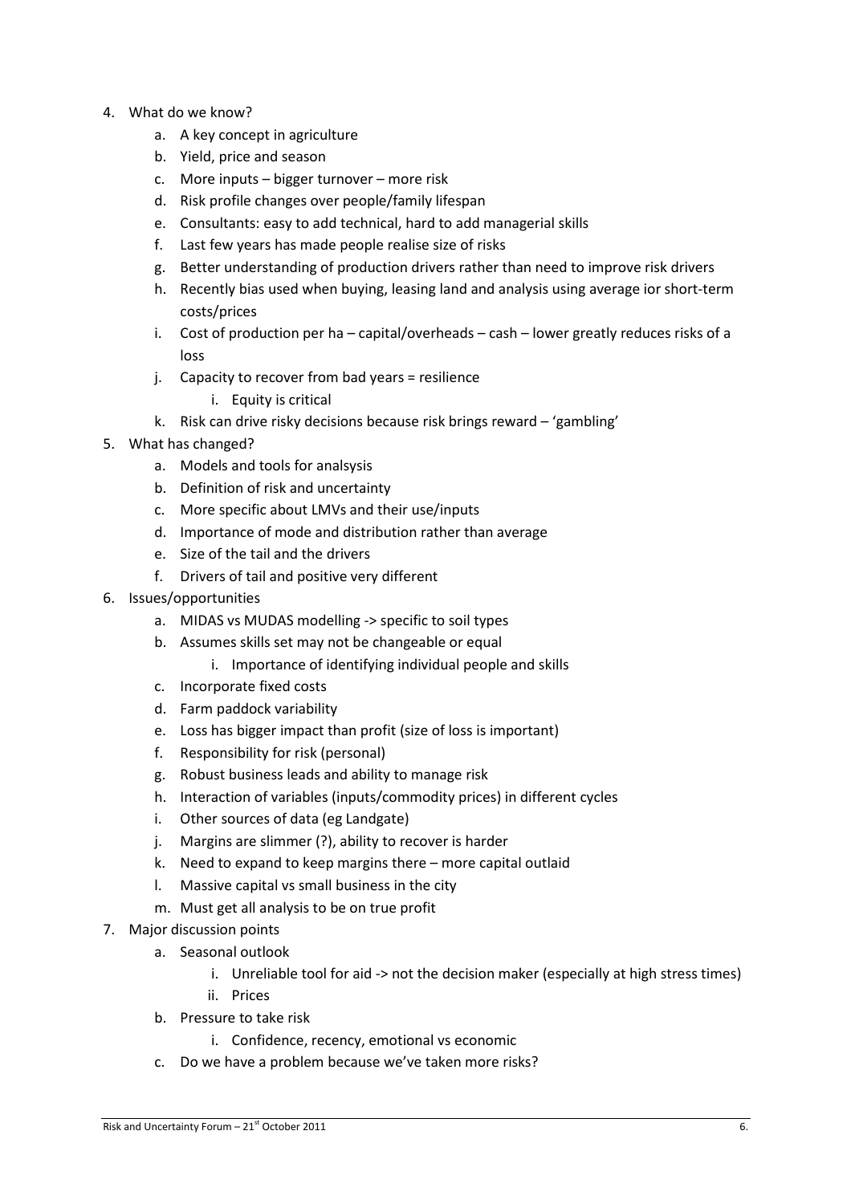4. What do we know?
    a. A key concept in agriculture
    b. Yield, price and season
    c. More inputs – bigger turnover – more risk
    d. Risk profile changes over people/family lifespan
    e. Consultants: easy to add technical, hard to add managerial skills
    f. Last few years has made people realise size of risks
    g. Better understanding of production drivers rather than need to improve risk drivers
    h. Recently bias used when buying, leasing land and analysis using average ior short-term costs/prices
    i. Cost of production per ha – capital/overheads – cash – lower greatly reduces risks of a loss
    j. Capacity to recover from bad years = resilience
        i. Equity is critical
    k. Risk can drive risky decisions because risk brings reward – 'gambling'
5. What has changed?
    a. Models and tools for analsysis
    b. Definition of risk and uncertainty
    c. More specific about LMVs and their use/inputs
    d. Importance of mode and distribution rather than average
    e. Size of the tail and the drivers
    f. Drivers of tail and positive very different
6. Issues/opportunities
    a. MIDAS vs MUDAS modelling -> specific to soil types
    b. Assumes skills set may not be changeable or equal
        i. Importance of identifying individual people and skills
    c. Incorporate fixed costs
    d. Farm paddock variability
    e. Loss has bigger impact than profit (size of loss is important)
    f. Responsibility for risk (personal)
    g. Robust business leads and ability to manage risk
    h. Interaction of variables (inputs/commodity prices) in different cycles
    i. Other sources of data (eg Landgate)
    j. Margins are slimmer (?), ability to recover is harder
    k. Need to expand to keep margins there – more capital outlaid
    l. Massive capital vs small business in the city
    m. Must get all analysis to be on true profit
7. Major discussion points
    a. Seasonal outlook
        i. Unreliable tool for aid -> not the decision maker (especially at high stress times)
        ii. Prices
    b. Pressure to take risk
        i. Confidence, recency, emotional vs economic
    c. Do we have a problem because we've taken more risks?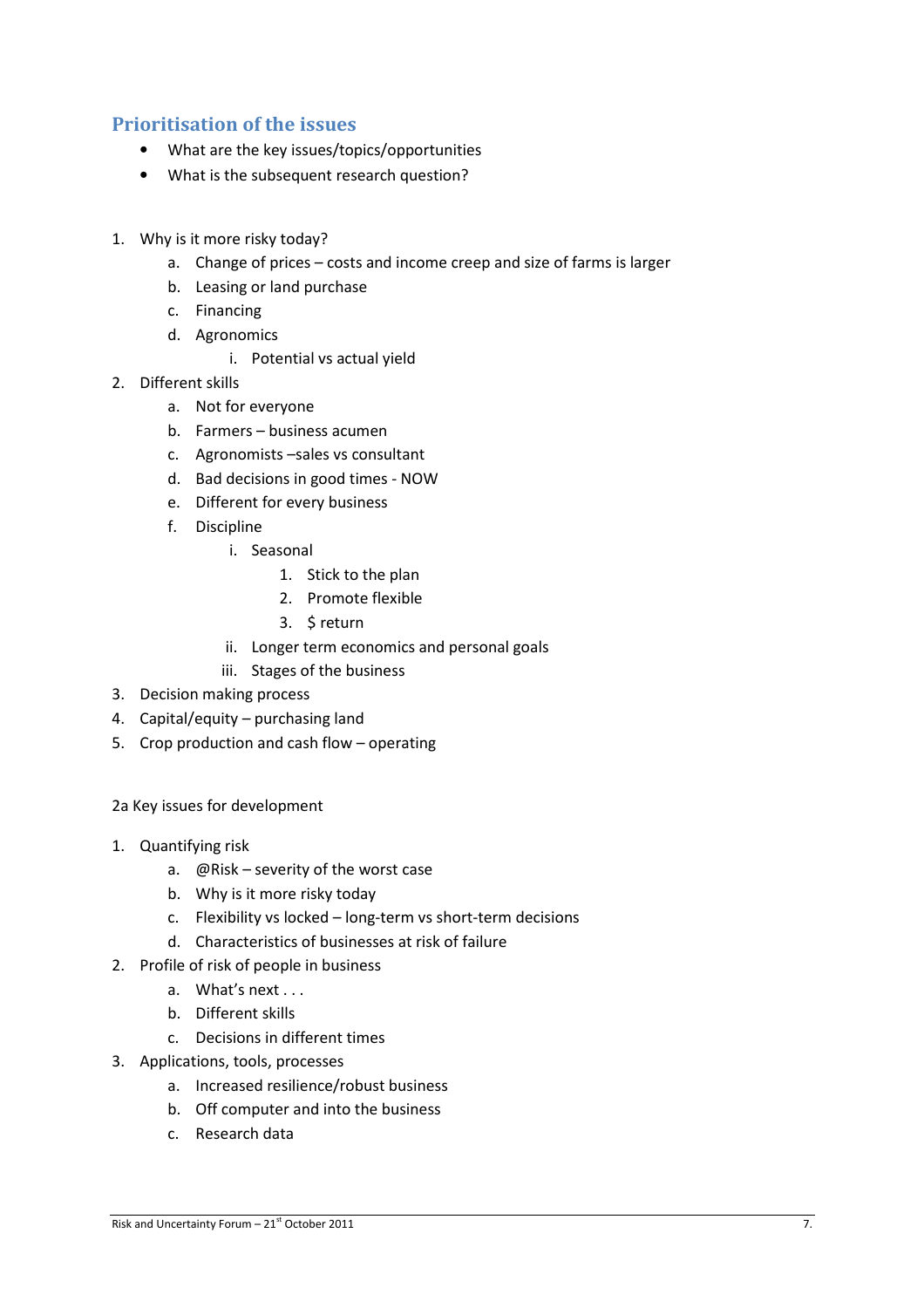## Prioritisation of the issues

- What are the key issues/topics/opportunities
- What is the subsequent research question?

1. Why is it more risky today?
    a. Change of prices – costs and income creep and size of farms is larger
    b. Leasing or land purchase
    c. Financing
    d. Agronomics
        i. Potential vs actual yield
2. Different skills
    a. Not for everyone
    b. Farmers – business acumen
    c. Agronomists –sales vs consultant
    d. Bad decisions in good times - NOW
    e. Different for every business
    f. Discipline
        i. Seasonal
            1. Stick to the plan
            2. Promote flexible
            3. $ return
        ii. Longer term economics and personal goals
        iii. Stages of the business
3. Decision making process
4. Capital/equity – purchasing land
5. Crop production and cash flow – operating

2a Key issues for development

1. Quantifying risk
    a. @Risk – severity of the worst case
    b. Why is it more risky today
    c. Flexibility vs locked – long-term vs short-term decisions
    d. Characteristics of businesses at risk of failure
2. Profile of risk of people in business
    a. What's next . . .
    b. Different skills
    c. Decisions in different times
3. Applications, tools, processes
    a. Increased resilience/robust business
    b. Off computer and into the business
    c. Research data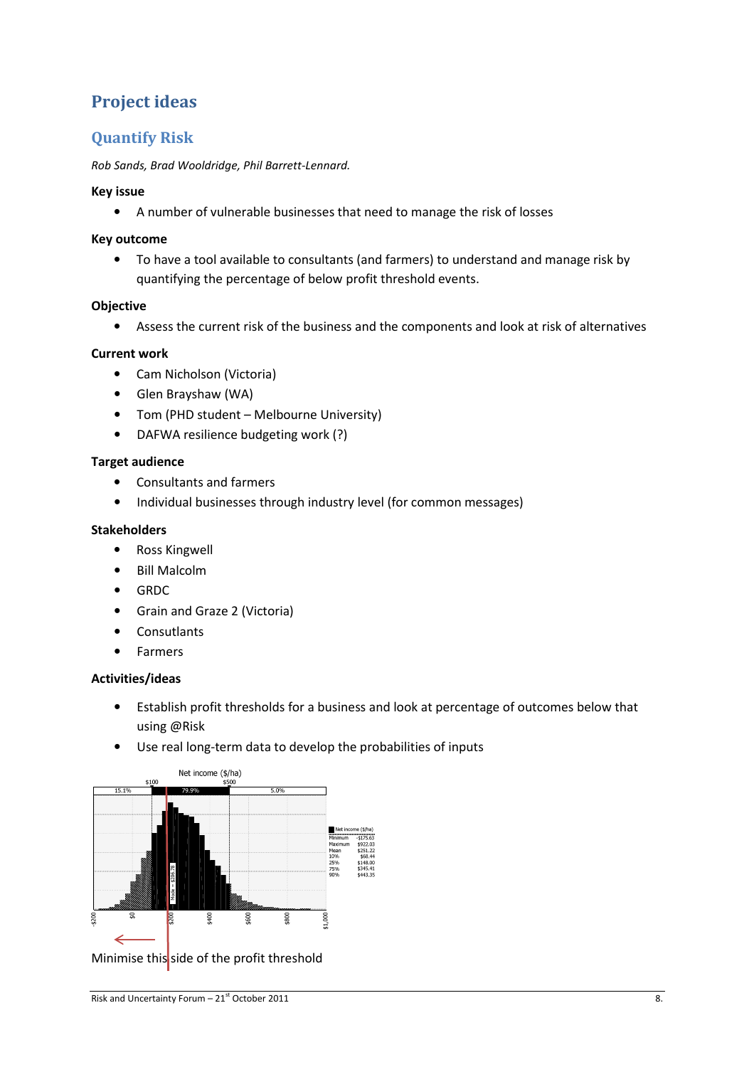# Project ideas

## Quantify Risk

*Rob Sands, Brad Wooldridge, Phil Barrett-Lennard.*

**Key issue**

- A number of vulnerable businesses that need to manage the risk of losses

**Key outcome**

- To have a tool available to consultants (and farmers) to understand and manage risk by quantifying the percentage of below profit threshold events.

**Objective**

- Assess the current risk of the business and the components and look at risk of alternatives

**Current work**

- Cam Nicholson (Victoria)
- Glen Brayshaw (WA)
- Tom (PHD student – Melbourne University)
- DAFWA resilience budgeting work (?)

**Target audience**

- Consultants and farmers
- Individual businesses through industry level (for common messages)

**Stakeholders**

- Ross Kingwell
- Bill Malcolm
- GRDC
- Grain and Graze 2 (Victoria)
- Consultants
- Farmers

**Activities/ideas**

- Establish profit thresholds for a business and look at percentage of outcomes below that using @Risk
- Use real long-term data to develop the probabilities of inputs

Net income ($/ha)

| Net income ($/ha) | |
|---|---|
| Minimum | -$175.63 |
| Maximum | $922.03 |
| Mean | $251.22 |
| 10% | $68.44 |
| 25% | $148.00 |
| 75% | $345.41 |
| 90% | $443.35 |

Minimise this side of the profit threshold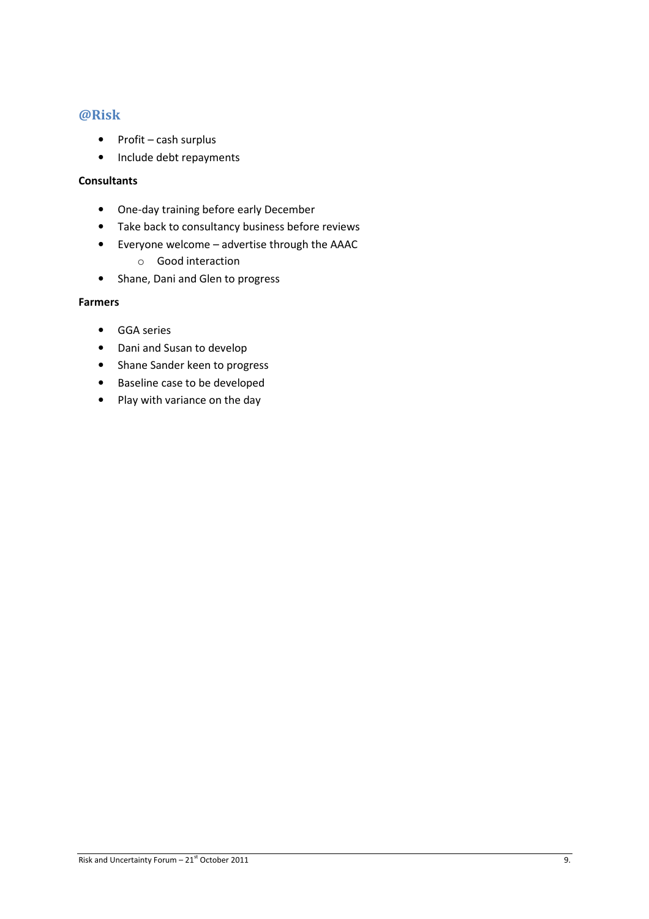## @Risk

- Profit – cash surplus
- Include debt repayments

**Consultants**

- One-day training before early December
- Take back to consultancy business before reviews
- Everyone welcome – advertise through the AAAC
    - Good interaction
- Shane, Dani and Glen to progress

**Farmers**

- GGA series
- Dani and Susan to develop
- Shane Sander keen to progress
- Baseline case to be developed
- Play with variance on the day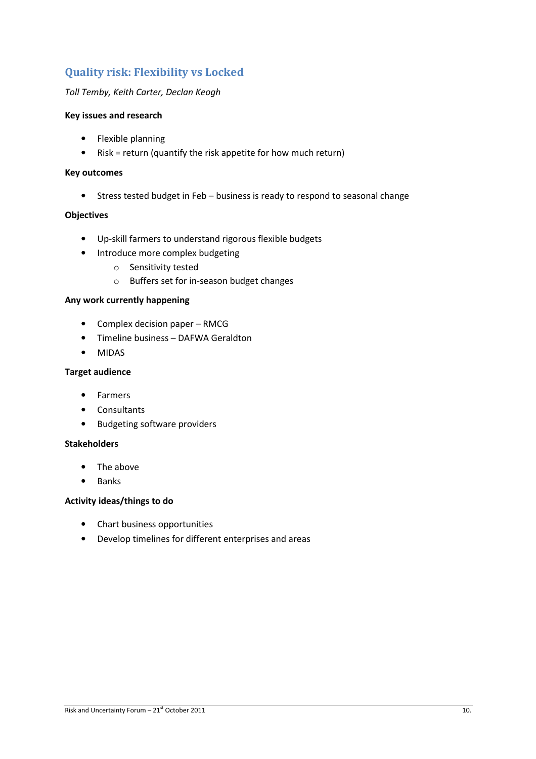## Quality risk: Flexibility vs Locked

*Toll Temby, Keith Carter, Declan Keogh*

**Key issues and research**

- Flexible planning
- Risk = return (quantify the risk appetite for how much return)

**Key outcomes**

- Stress tested budget in Feb – business is ready to respond to seasonal change

**Objectives**

- Up-skill farmers to understand rigorous flexible budgets
- Introduce more complex budgeting
  - Sensitivity tested
  - Buffers set for in-season budget changes

**Any work currently happening**

- Complex decision paper – RMCG
- Timeline business – DAFWA Geraldton
- MIDAS

**Target audience**

- Farmers
- Consultants
- Budgeting software providers

**Stakeholders**

- The above
- Banks

**Activity ideas/things to do**

- Chart business opportunities
- Develop timelines for different enterprises and areas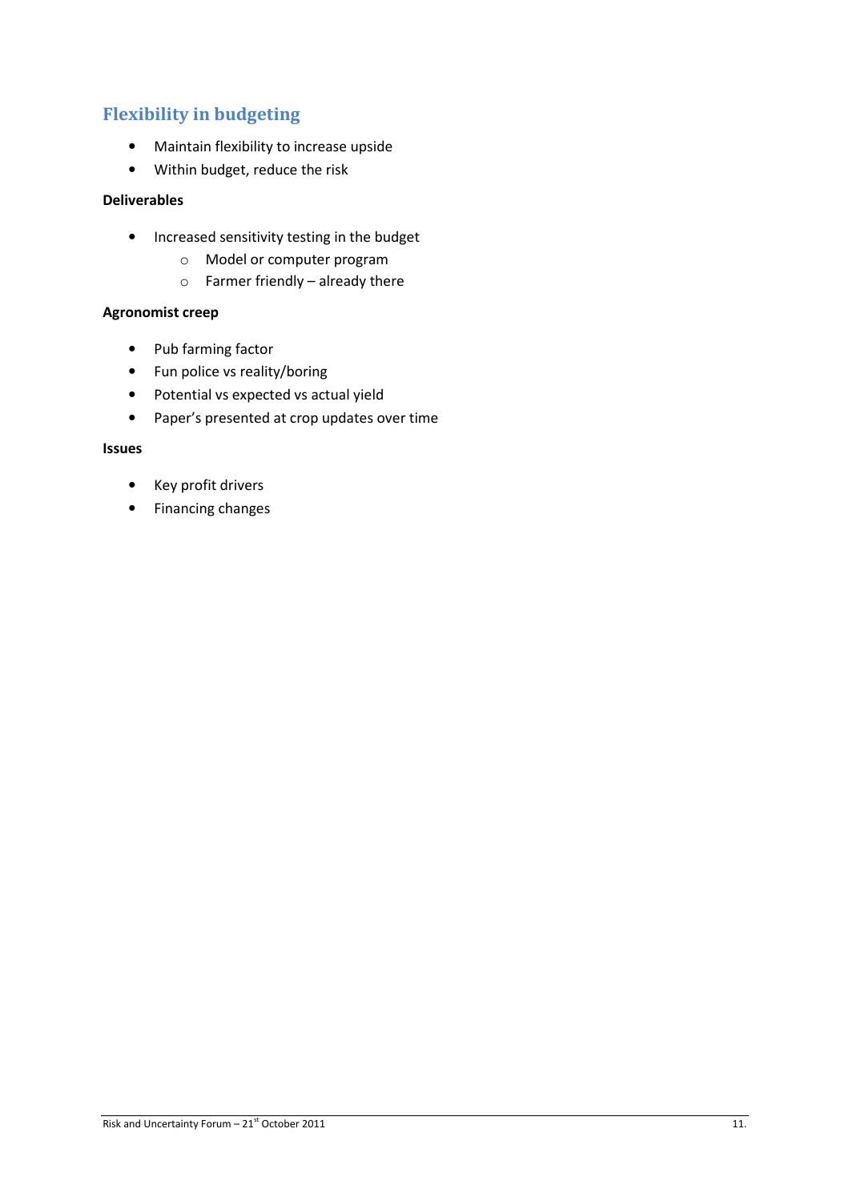## Flexibility in budgeting

- Maintain flexibility to increase upside
- Within budget, reduce the risk

**Deliverables**

- Increased sensitivity testing in the budget
  - Model or computer program
  - Farmer friendly – already there

**Agronomist creep**

- Pub farming factor
- Fun police vs reality/boring
- Potential vs expected vs actual yield
- Paper's presented at crop updates over time

**Issues**

- Key profit drivers
- Financing changes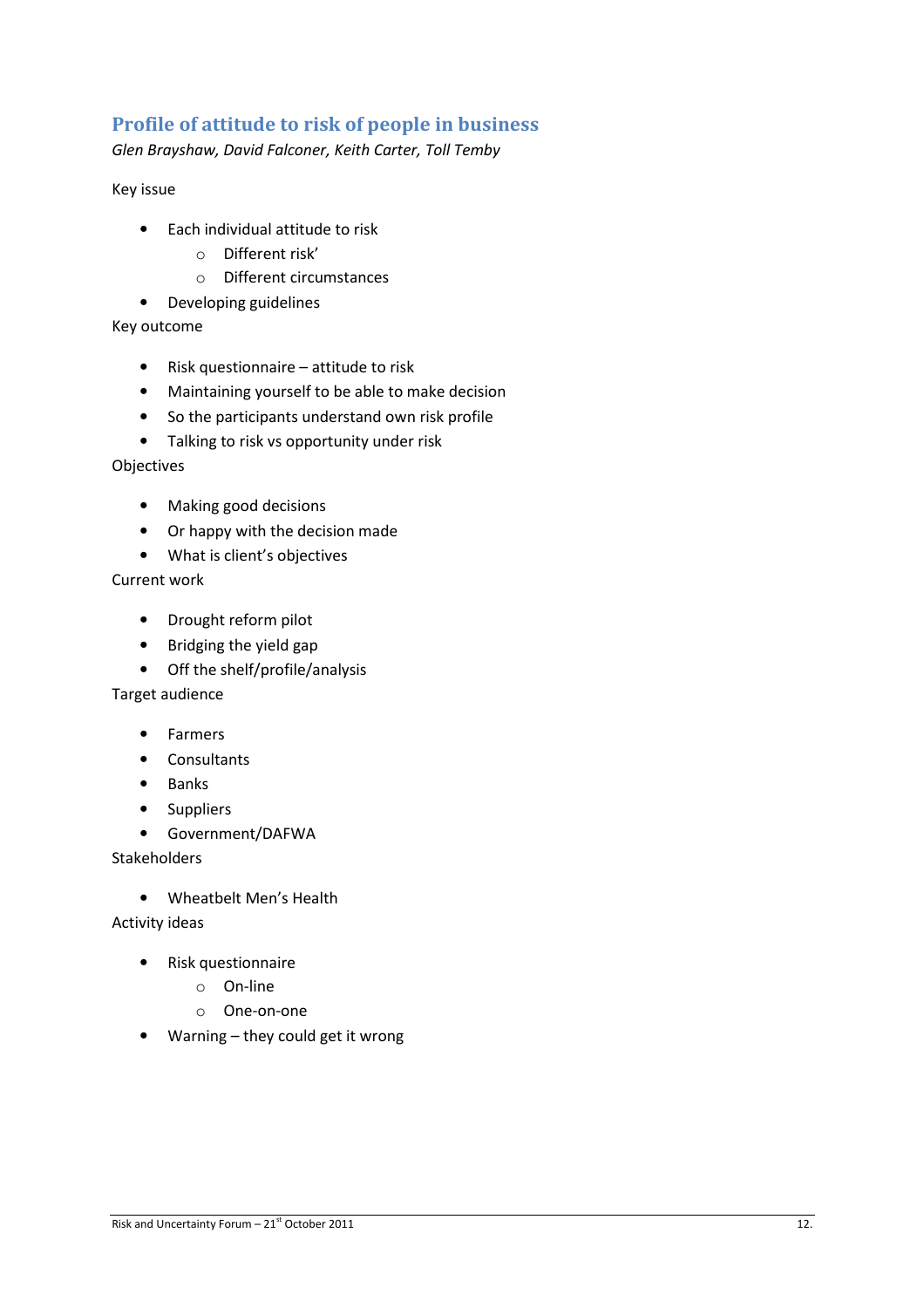## Profile of attitude to risk of people in business

*Glen Brayshaw, David Falconer, Keith Carter, Toll Temby*

Key issue

- Each individual attitude to risk
  - Different risk'
  - Different circumstances
- Developing guidelines

Key outcome

- Risk questionnaire – attitude to risk
- Maintaining yourself to be able to make decision
- So the participants understand own risk profile
- Talking to risk vs opportunity under risk

Objectives

- Making good decisions
- Or happy with the decision made
- What is client's objectives

Current work

- Drought reform pilot
- Bridging the yield gap
- Off the shelf/profile/analysis

Target audience

- Farmers
- Consultants
- Banks
- Suppliers
- Government/DAFWA

Stakeholders

- Wheatbelt Men's Health

Activity ideas

- Risk questionnaire
  - On-line
  - One-on-one
- Warning – they could get it wrong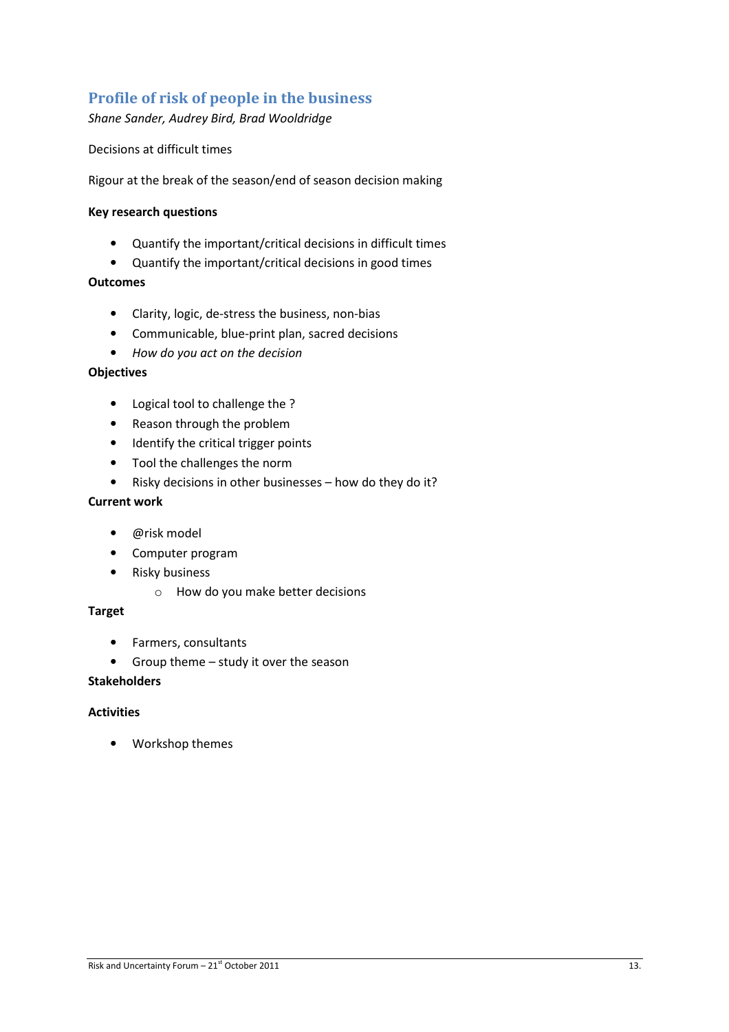## Profile of risk of people in the business

*Shane Sander, Audrey Bird, Brad Wooldridge*

Decisions at difficult times

Rigour at the break of the season/end of season decision making

**Key research questions**

- Quantify the important/critical decisions in difficult times
- Quantify the important/critical decisions in good times

**Outcomes**

- Clarity, logic, de-stress the business, non-bias
- Communicable, blue-print plan, sacred decisions
- *How do you act on the decision*

**Objectives**

- Logical tool to challenge the ?
- Reason through the problem
- Identify the critical trigger points
- Tool the challenges the norm
- Risky decisions in other businesses – how do they do it?

**Current work**

- @risk model
- Computer program
- Risky business
    - How do you make better decisions

**Target**

- Farmers, consultants
- Group theme – study it over the season

**Stakeholders**

**Activities**

- Workshop themes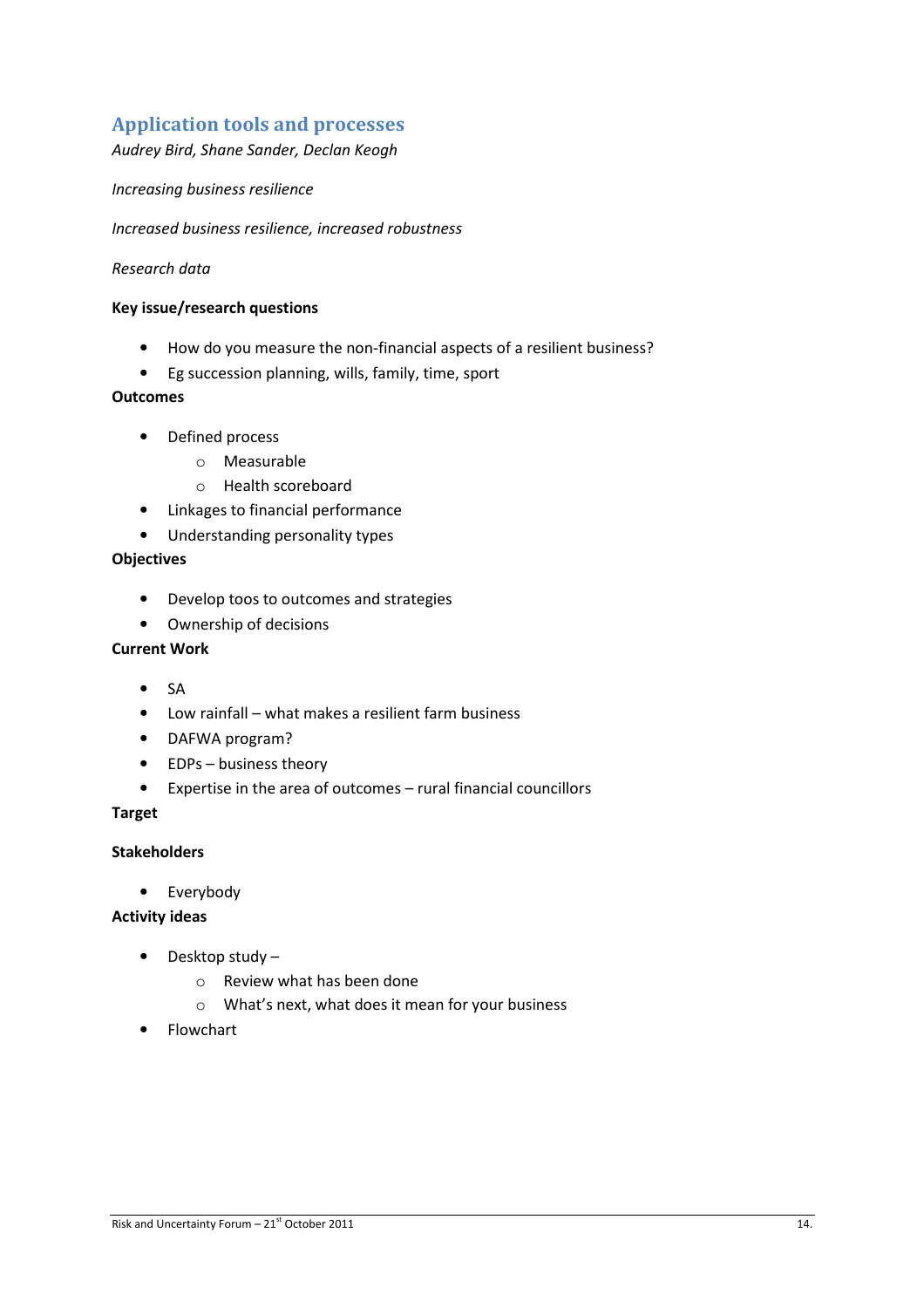## Application tools and processes

*Audrey Bird, Shane Sander, Declan Keogh*

*Increasing business resilience*

*Increased business resilience, increased robustness*

*Research data*

**Key issue/research questions**

- How do you measure the non-financial aspects of a resilient business?
- Eg succession planning, wills, family, time, sport

**Outcomes**

- Defined process
  - Measurable
  - Health scoreboard
- Linkages to financial performance
- Understanding personality types

**Objectives**

- Develop toos to outcomes and strategies
- Ownership of decisions

**Current Work**

- SA
- Low rainfall – what makes a resilient farm business
- DAFWA program?
- EDPs – business theory
- Expertise in the area of outcomes – rural financial councillors

**Target**

**Stakeholders**

- Everybody

**Activity ideas**

- Desktop study –
  - Review what has been done
  - What's next, what does it mean for your business
- Flowchart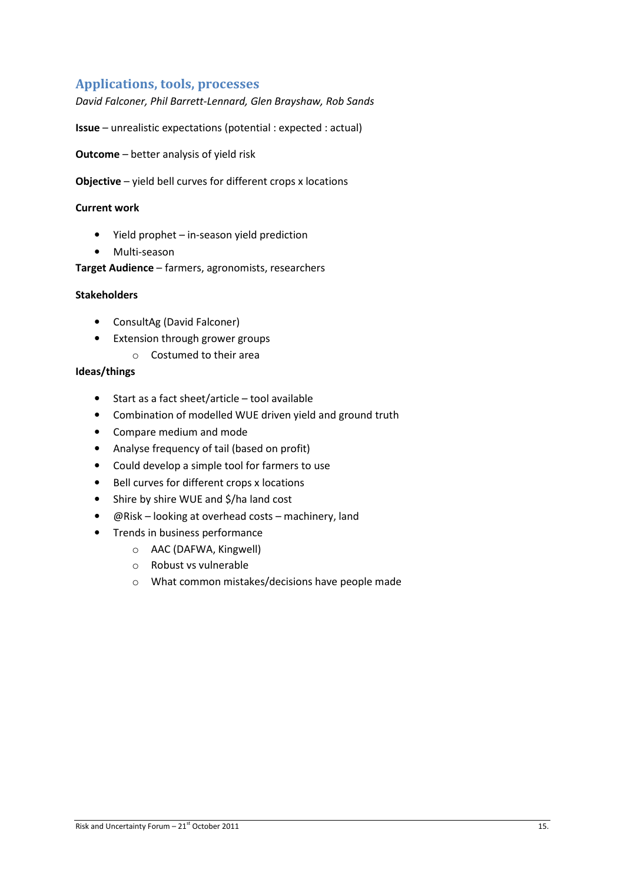## Applications, tools, processes

*David Falconer, Phil Barrett-Lennard, Glen Brayshaw, Rob Sands*

**Issue** – unrealistic expectations (potential : expected : actual)

**Outcome** – better analysis of yield risk

**Objective** – yield bell curves for different crops x locations

**Current work**

- Yield prophet – in-season yield prediction
- Multi-season

**Target Audience** – farmers, agronomists, researchers

**Stakeholders**

- ConsultAg (David Falconer)
- Extension through grower groups
  - Costumed to their area

**Ideas/things**

- Start as a fact sheet/article – tool available
- Combination of modelled WUE driven yield and ground truth
- Compare medium and mode
- Analyse frequency of tail (based on profit)
- Could develop a simple tool for farmers to use
- Bell curves for different crops x locations
- Shire by shire WUE and $/ha land cost
- @Risk – looking at overhead costs – machinery, land
- Trends in business performance
  - AAC (DAFWA, Kingwell)
  - Robust vs vulnerable
  - What common mistakes/decisions have people made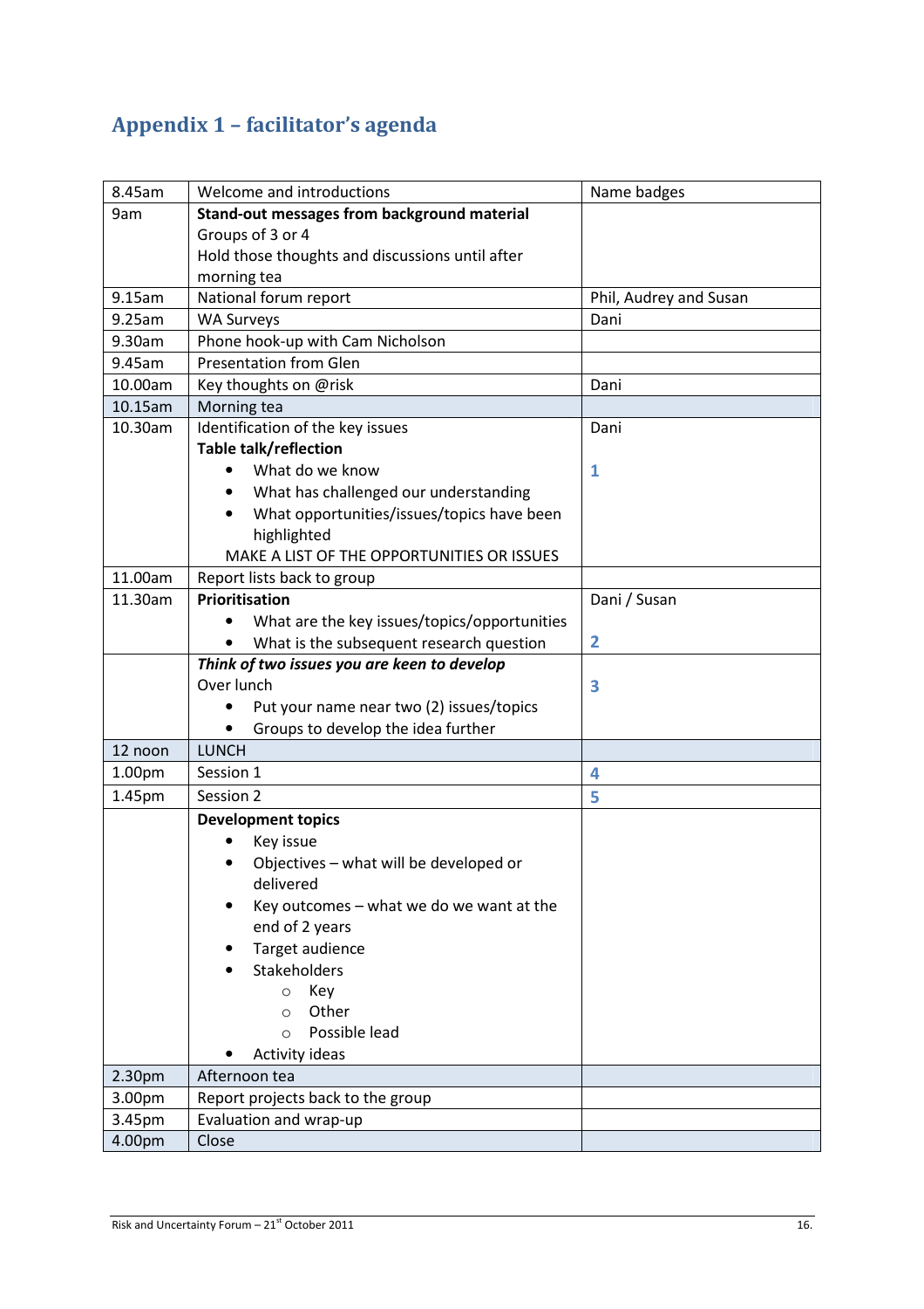## Appendix 1 – facilitator's agenda

| | | |
|---|---|---|
| 8.45am | Welcome and introductions | Name badges |
| 9am | **Stand-out messages from background material**<br>Groups of 3 or 4<br>Hold those thoughts and discussions until after morning tea | |
| 9.15am | National forum report | Phil, Audrey and Susan |
| 9.25am | WA Surveys | Dani |
| 9.30am | Phone hook-up with Cam Nicholson | |
| 9.45am | Presentation from Glen | |
| 10.00am | Key thoughts on @risk | Dani |
| 10.15am | Morning tea | |
| 10.30am | Identification of the key issues<br>**Table talk/reflection**<br>• What do we know<br>• What has challenged our understanding<br>• What opportunities/issues/topics have been highlighted<br>MAKE A LIST OF THE OPPORTUNITIES OR ISSUES | Dani<br><br>1 |
| 11.00am | Report lists back to group | |
| 11.30am | **Prioritisation**<br>• What are the key issues/topics/opportunities<br>• What is the subsequent research question | Dani / Susan<br><br>2 |
| | ***Think of two issues you are keen to develop***<br>Over lunch<br>• Put your name near two (2) issues/topics<br>• Groups to develop the idea further | 3 |
| 12 noon | LUNCH | |
| 1.00pm | Session 1 | 4 |
| 1.45pm | Session 2 | 5 |
| | **Development topics**<br>• Key issue<br>• Objectives – what will be developed or delivered<br>• Key outcomes – what we do we want at the end of 2 years<br>• Target audience<br>• Stakeholders<br>&nbsp;&nbsp;&nbsp;&nbsp;○ Key<br>&nbsp;&nbsp;&nbsp;&nbsp;○ Other<br>&nbsp;&nbsp;&nbsp;&nbsp;○ Possible lead<br>• Activity ideas | |
| 2.30pm | Afternoon tea | |
| 3.00pm | Report projects back to the group | |
| 3.45pm | Evaluation and wrap-up | |
| 4.00pm | Close | |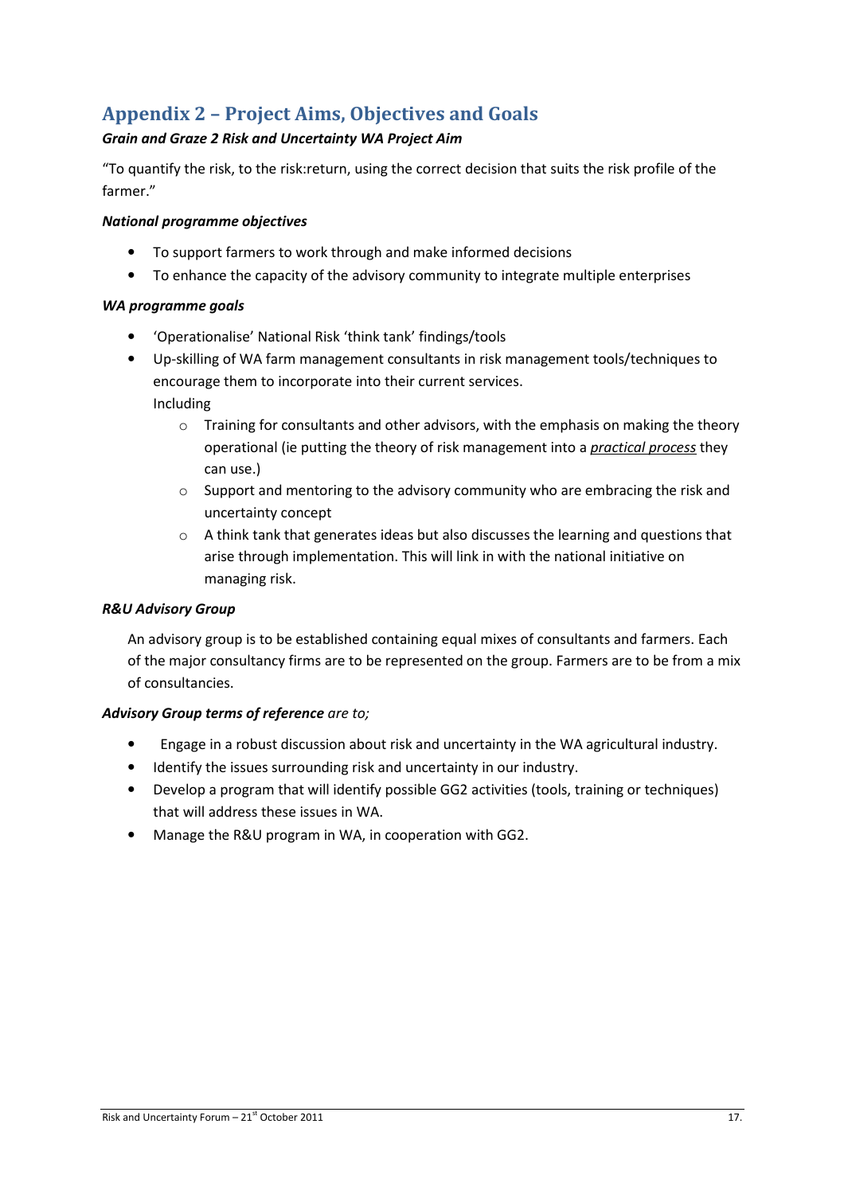## Appendix 2 – Project Aims, Objectives and Goals

***Grain and Graze 2 Risk and Uncertainty WA Project Aim***

"To quantify the risk, to the risk:return, using the correct decision that suits the risk profile of the farmer."

***National programme objectives***

- To support farmers to work through and make informed decisions
- To enhance the capacity of the advisory community to integrate multiple enterprises

***WA programme goals***

- 'Operationalise' National Risk 'think tank' findings/tools
- Up-skilling of WA farm management consultants in risk management tools/techniques to encourage them to incorporate into their current services.
  Including
  - Training for consultants and other advisors, with the emphasis on making the theory operational (ie putting the theory of risk management into a ***practical process*** they can use.)
  - Support and mentoring to the advisory community who are embracing the risk and uncertainty concept
  - A think tank that generates ideas but also discusses the learning and questions that arise through implementation. This will link in with the national initiative on managing risk.

***R&U Advisory Group***

An advisory group is to be established containing equal mixes of consultants and farmers. Each of the major consultancy firms are to be represented on the group. Farmers are to be from a mix of consultancies.

***Advisory Group terms of reference*** *are to;*

- Engage in a robust discussion about risk and uncertainty in the WA agricultural industry.
- Identify the issues surrounding risk and uncertainty in our industry.
- Develop a program that will identify possible GG2 activities (tools, training or techniques) that will address these issues in WA.
- Manage the R&U program in WA, in cooperation with GG2.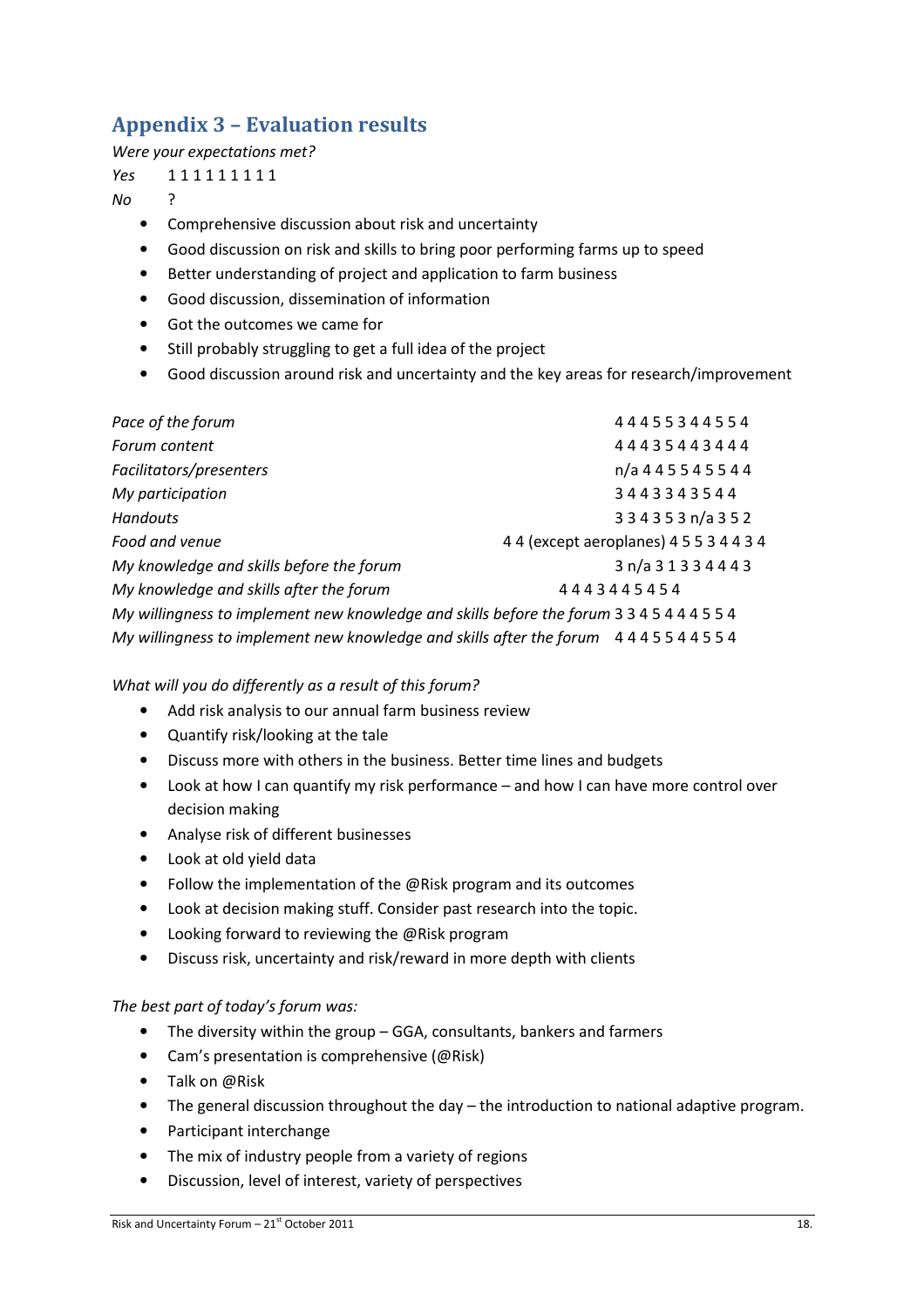## Appendix 3 – Evaluation results

*Were your expectations met?*

*Yes* 1 1 1 1 1 1 1 1 1

*No* ?

- Comprehensive discussion about risk and uncertainty
- Good discussion on risk and skills to bring poor performing farms up to speed
- Better understanding of project and application to farm business
- Good discussion, dissemination of information
- Got the outcomes we came for
- Still probably struggling to get a full idea of the project
- Good discussion around risk and uncertainty and the key areas for research/improvement

| | |
|---|---|
| *Pace of the forum* | 4 4 4 5 5 3 4 4 5 5 4 |
| *Forum content* | 4 4 4 3 5 4 4 3 4 4 4 |
| *Facilitators/presenters* | n/a 4 4 5 5 4 5 5 4 4 |
| *My participation* | 3 4 4 3 3 4 3 5 4 4 |
| *Handouts* | 3 3 4 3 5 3 n/a 3 5 2 |
| *Food and venue* | 4 4 (except aeroplanes) 4 5 5 3 4 4 3 4 |
| *My knowledge and skills before the forum* | 3 n/a 3 1 3 3 4 4 4 3 |
| *My knowledge and skills after the forum* | 4 4 4 3 4 4 5 4 5 4 |
| *My willingness to implement new knowledge and skills before the forum* | 3 3 4 5 4 4 4 5 5 4 |
| *My willingness to implement new knowledge and skills after the forum* | 4 4 4 5 5 4 4 5 5 4 |

*What will you do differently as a result of this forum?*

- Add risk analysis to our annual farm business review
- Quantify risk/looking at the tale
- Discuss more with others in the business. Better time lines and budgets
- Look at how I can quantify my risk performance – and how I can have more control over decision making
- Analyse risk of different businesses
- Look at old yield data
- Follow the implementation of the @Risk program and its outcomes
- Look at decision making stuff. Consider past research into the topic.
- Looking forward to reviewing the @Risk program
- Discuss risk, uncertainty and risk/reward in more depth with clients

*The best part of today's forum was:*

- The diversity within the group – GGA, consultants, bankers and farmers
- Cam's presentation is comprehensive (@Risk)
- Talk on @Risk
- The general discussion throughout the day – the introduction to national adaptive program.
- Participant interchange
- The mix of industry people from a variety of regions
- Discussion, level of interest, variety of perspectives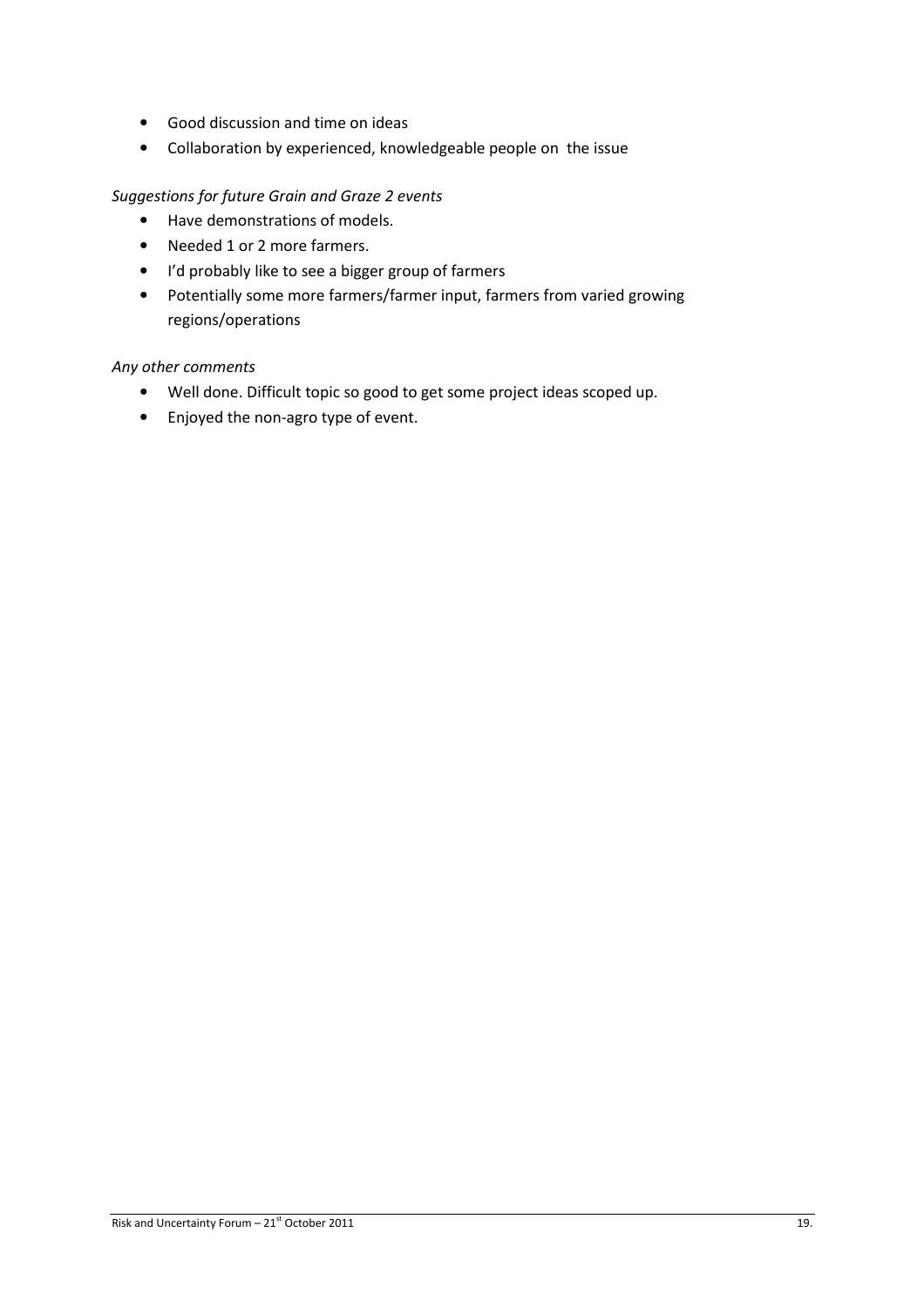- Good discussion and time on ideas
- Collaboration by experienced, knowledgeable people on the issue

*Suggestions for future Grain and Graze 2 events*

- Have demonstrations of models.
- Needed 1 or 2 more farmers.
- I'd probably like to see a bigger group of farmers
- Potentially some more farmers/farmer input, farmers from varied growing regions/operations

*Any other comments*

- Well done. Difficult topic so good to get some project ideas scoped up.
- Enjoyed the non-agro type of event.